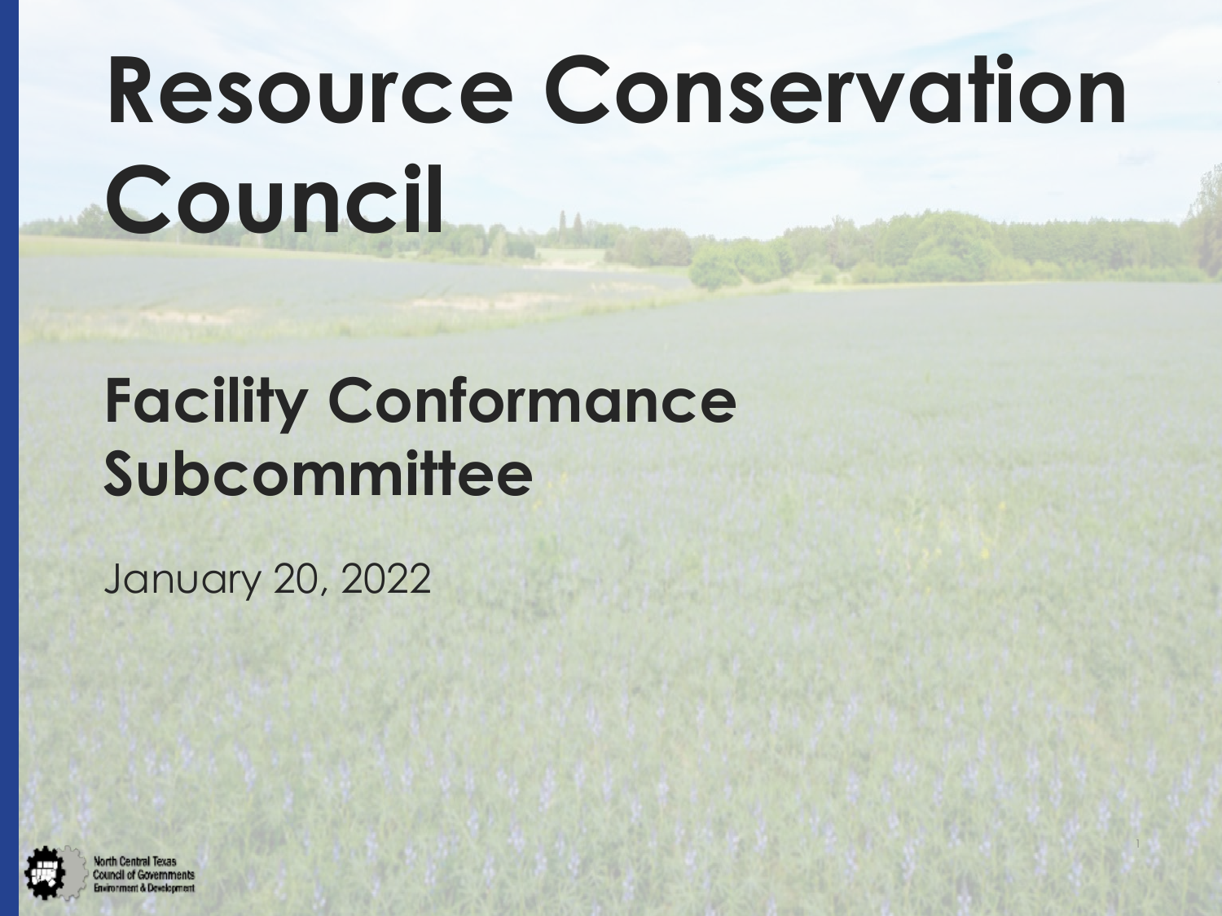# Resource Conservation Council

## Facility Conformance Subcommittee

January 20, 2022

North Central Texas Council of Governments
Environment & Development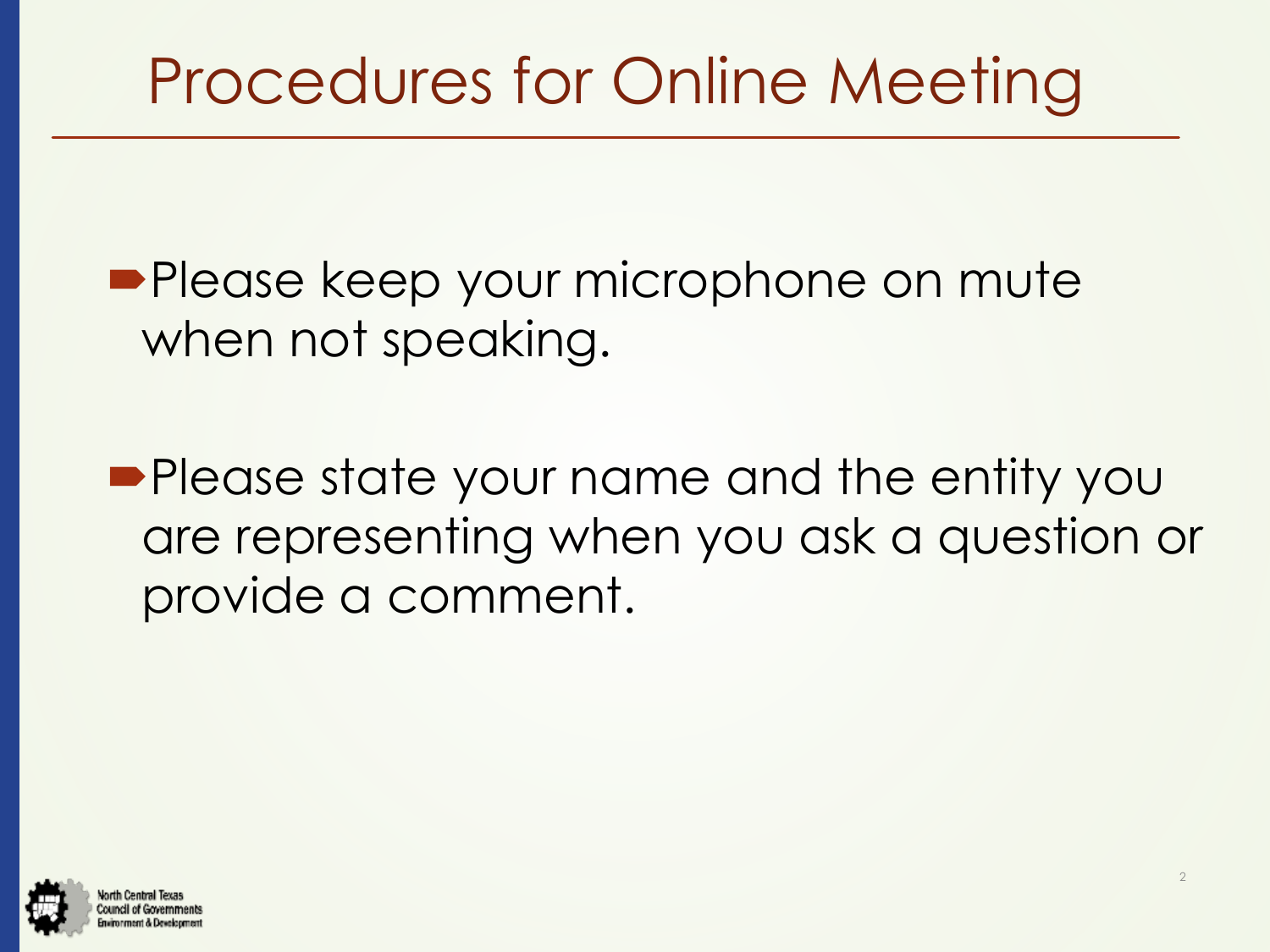# Procedures for Online Meeting

- Please keep your microphone on mute when not speaking.
- Please state your name and the entity you are representing when you ask a question or provide a comment.

North Central Texas Council of Governments Environment & Development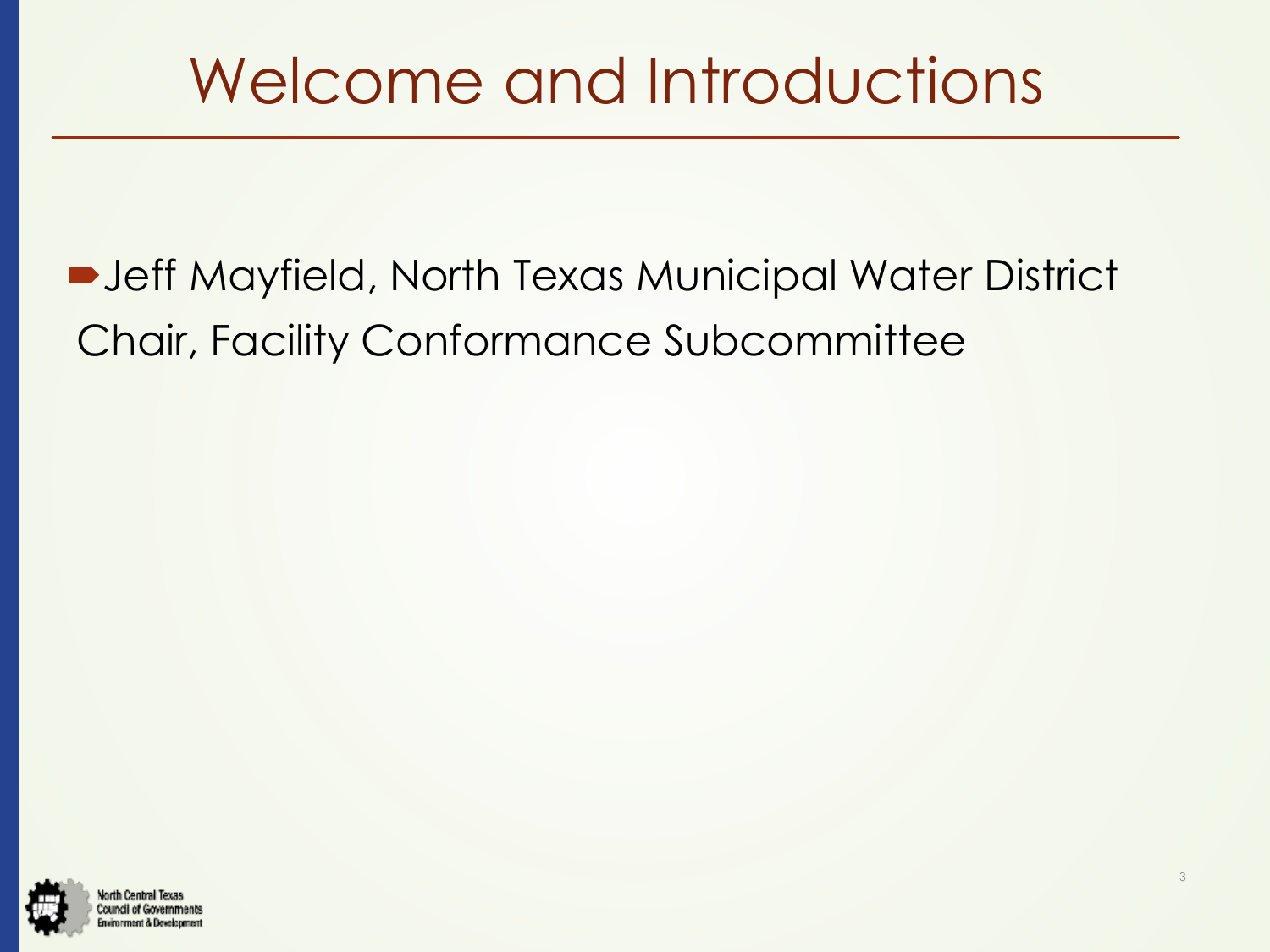# Welcome and Introductions

- Jeff Mayfield, North Texas Municipal Water District
  Chair, Facility Conformance Subcommittee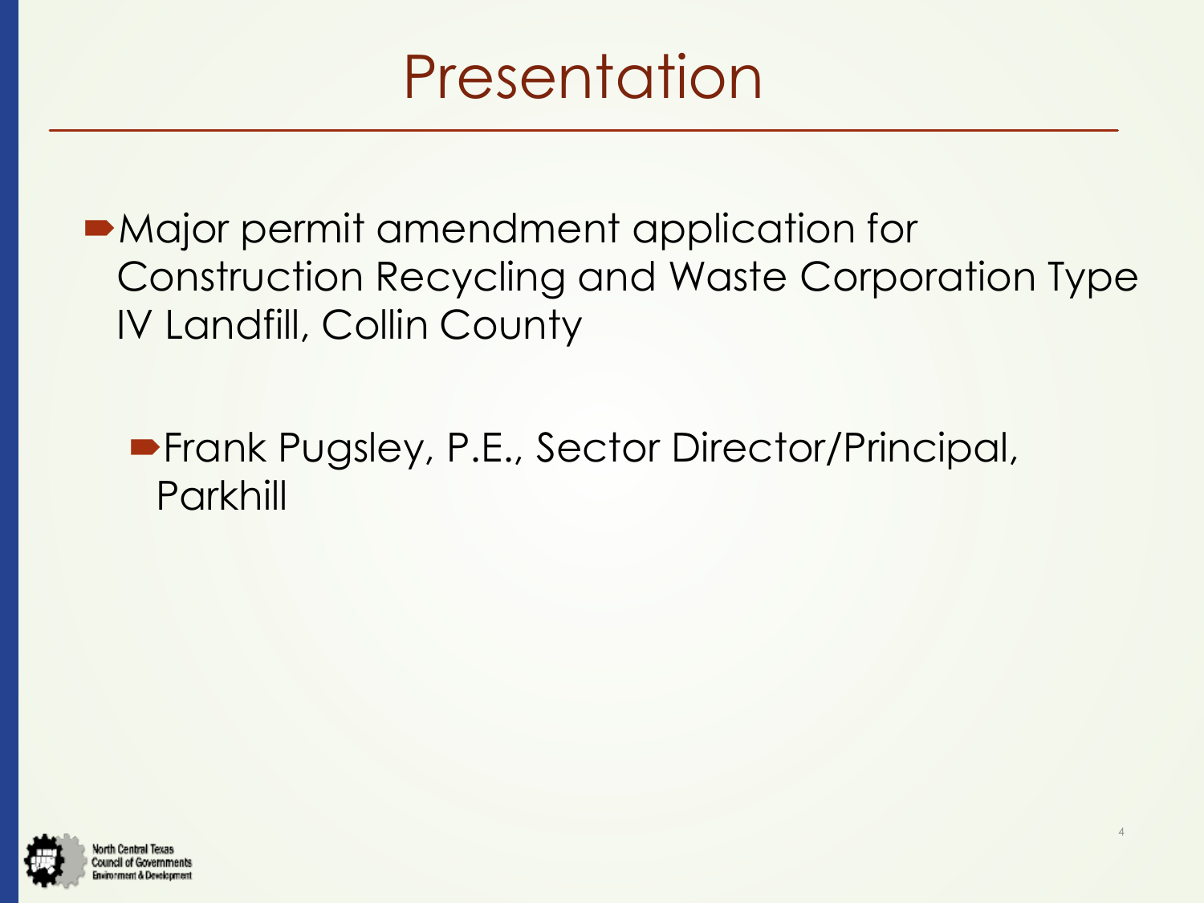# Presentation

- Major permit amendment application for Construction Recycling and Waste Corporation Type IV Landfill, Collin County
  - Frank Pugsley, P.E., Sector Director/Principal, Parkhill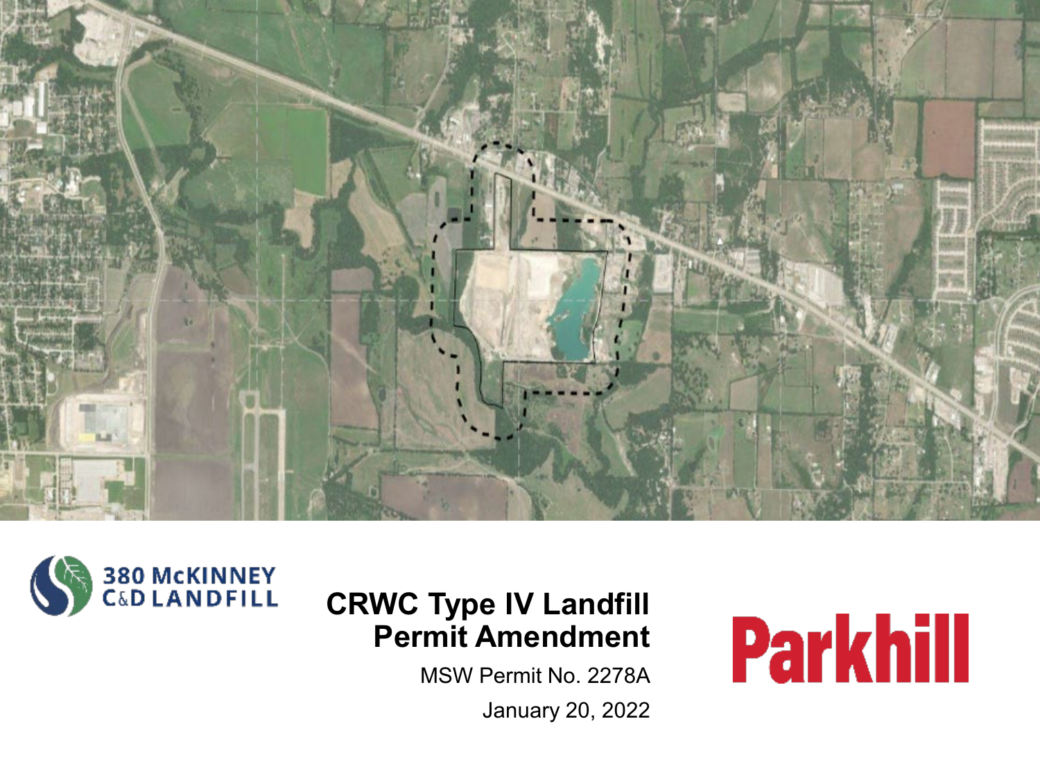380 McKINNEY
C&D LANDFILL

# CRWC Type IV Landfill Permit Amendment

MSW Permit No. 2278A

January 20, 2022

Parkhill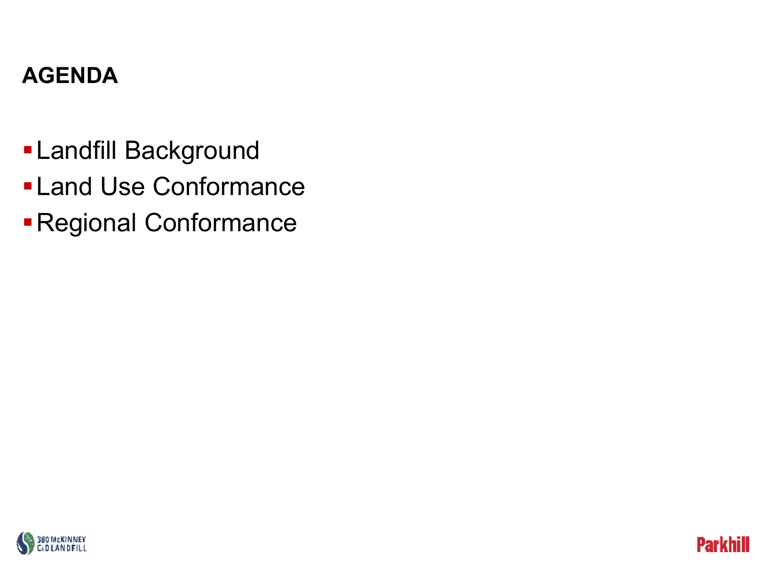## AGENDA

- Landfill Background
- Land Use Conformance
- Regional Conformance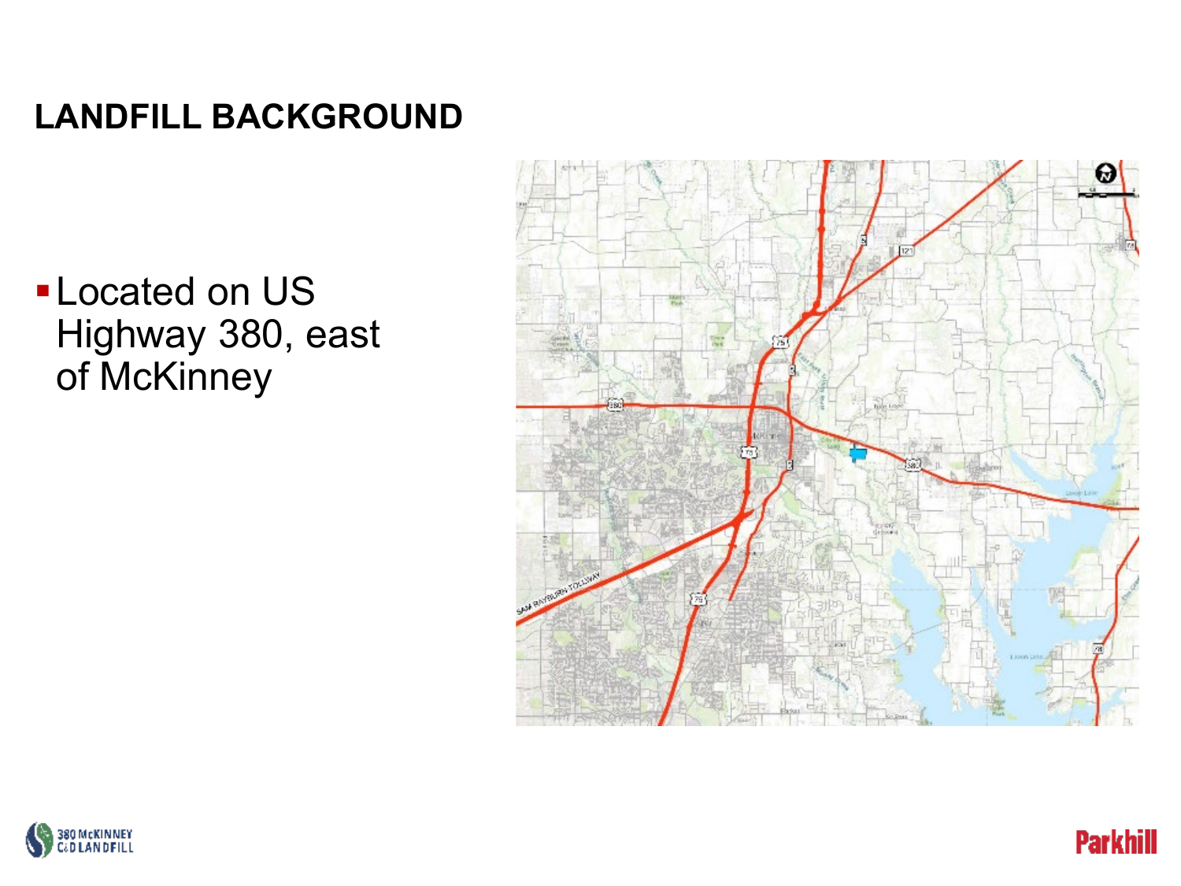# LANDFILL BACKGROUND

- Located on US Highway 380, east of McKinney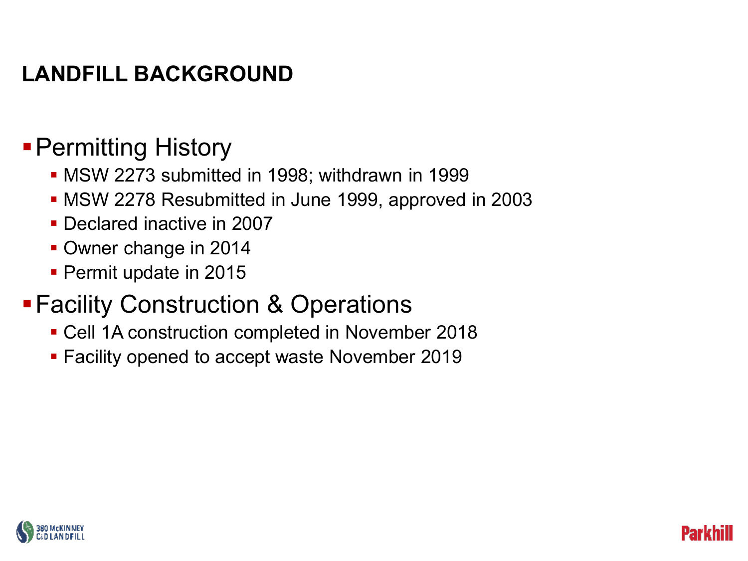## LANDFILL BACKGROUND

- Permitting History
  - MSW 2273 submitted in 1998; withdrawn in 1999
  - MSW 2278 Resubmitted in June 1999, approved in 2003
  - Declared inactive in 2007
  - Owner change in 2014
  - Permit update in 2015
- Facility Construction & Operations
  - Cell 1A construction completed in November 2018
  - Facility opened to accept waste November 2019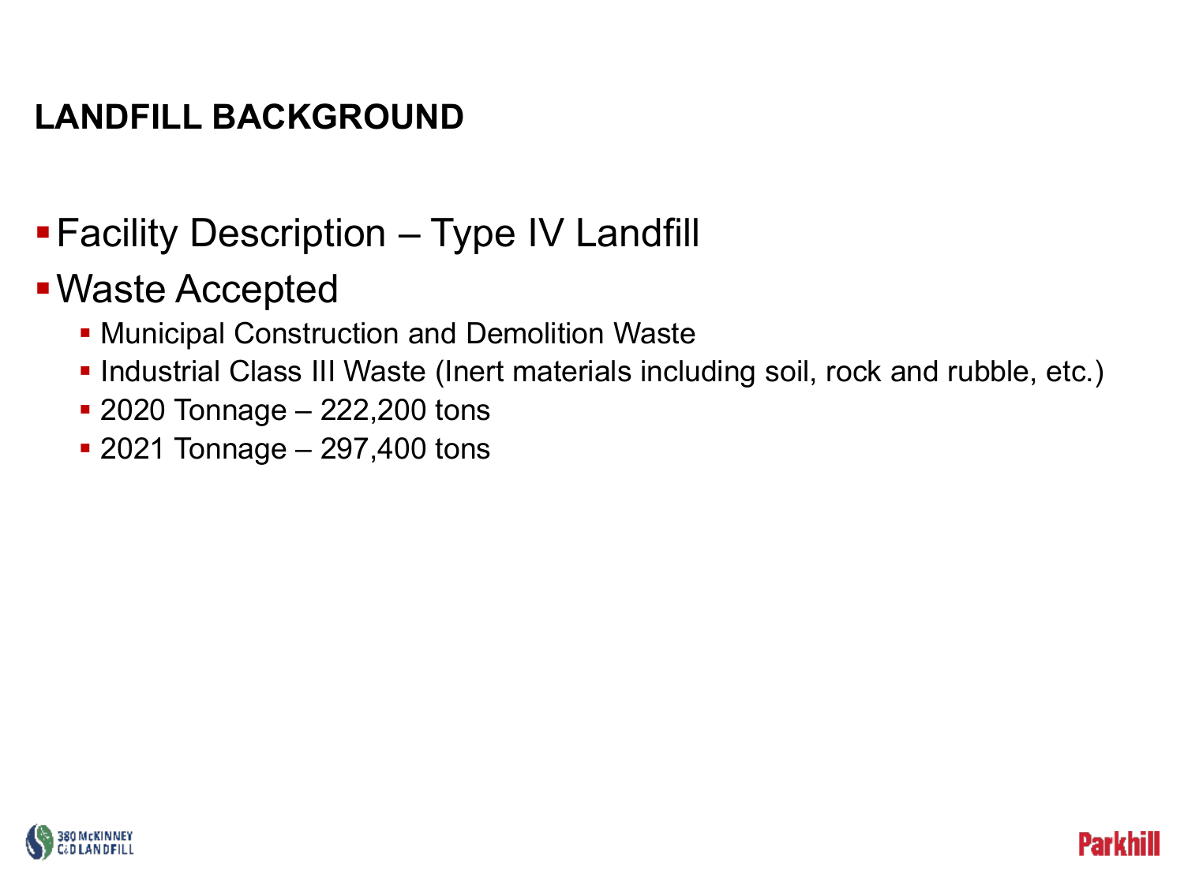## LANDFILL BACKGROUND

- Facility Description – Type IV Landfill
- Waste Accepted
  - Municipal Construction and Demolition Waste
  - Industrial Class III Waste (Inert materials including soil, rock and rubble, etc.)
  - 2020 Tonnage – 222,200 tons
  - 2021 Tonnage – 297,400 tons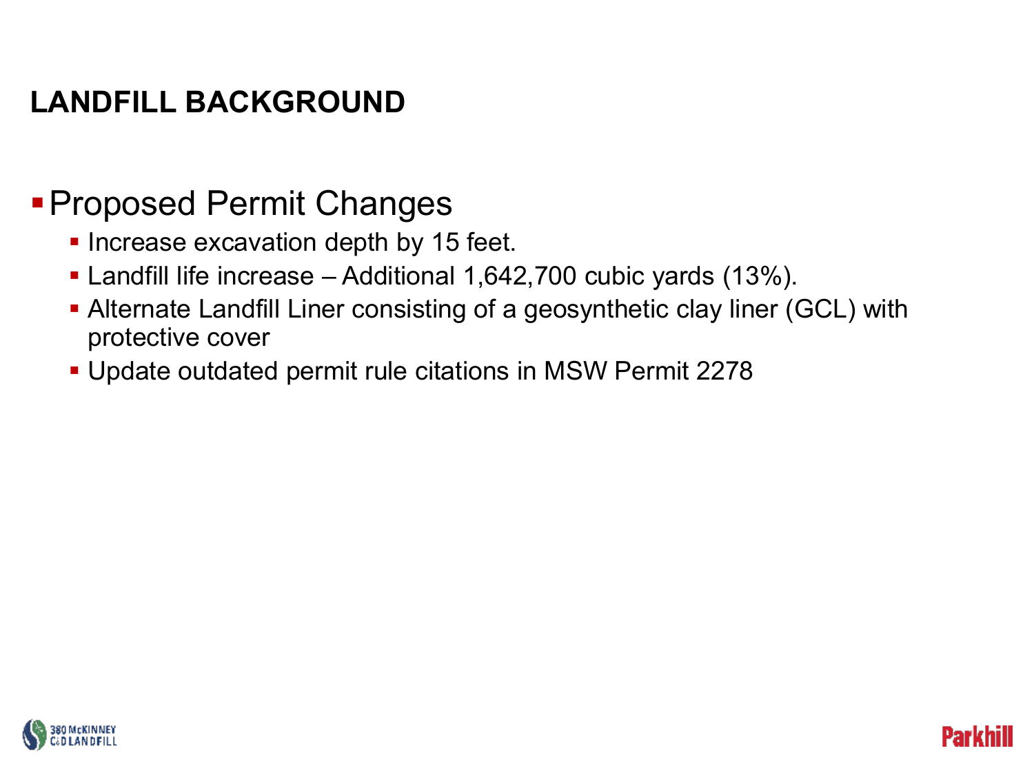## LANDFILL BACKGROUND

- Proposed Permit Changes
  - Increase excavation depth by 15 feet.
  - Landfill life increase – Additional 1,642,700 cubic yards (13%).
  - Alternate Landfill Liner consisting of a geosynthetic clay liner (GCL) with protective cover
  - Update outdated permit rule citations in MSW Permit 2278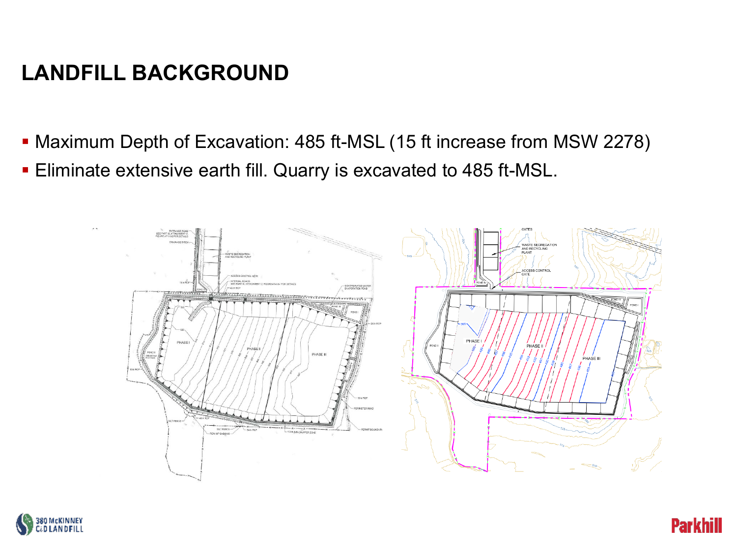# LANDFILL BACKGROUND

- Maximum Depth of Excavation: 485 ft-MSL (15 ft increase from MSW 2278)
- Eliminate extensive earth fill. Quarry is excavated to 485 ft-MSL.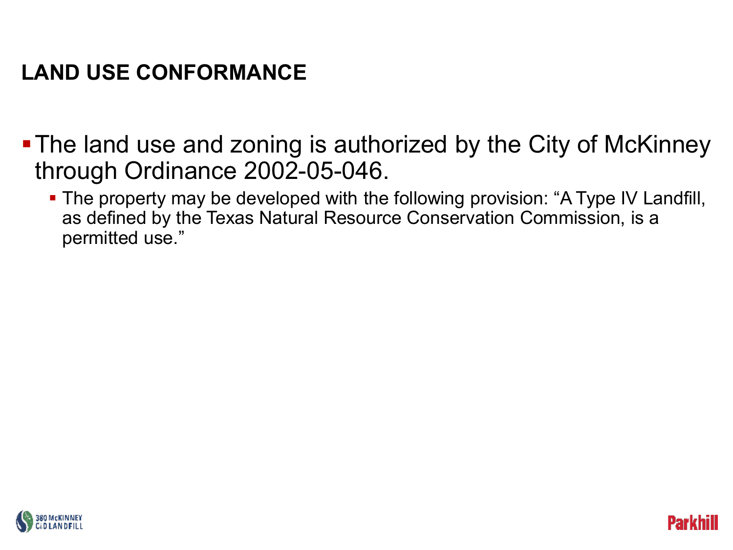## LAND USE CONFORMANCE

- The land use and zoning is authorized by the City of McKinney through Ordinance 2002-05-046.
  - The property may be developed with the following provision: “A Type IV Landfill, as defined by the Texas Natural Resource Conservation Commission, is a permitted use.”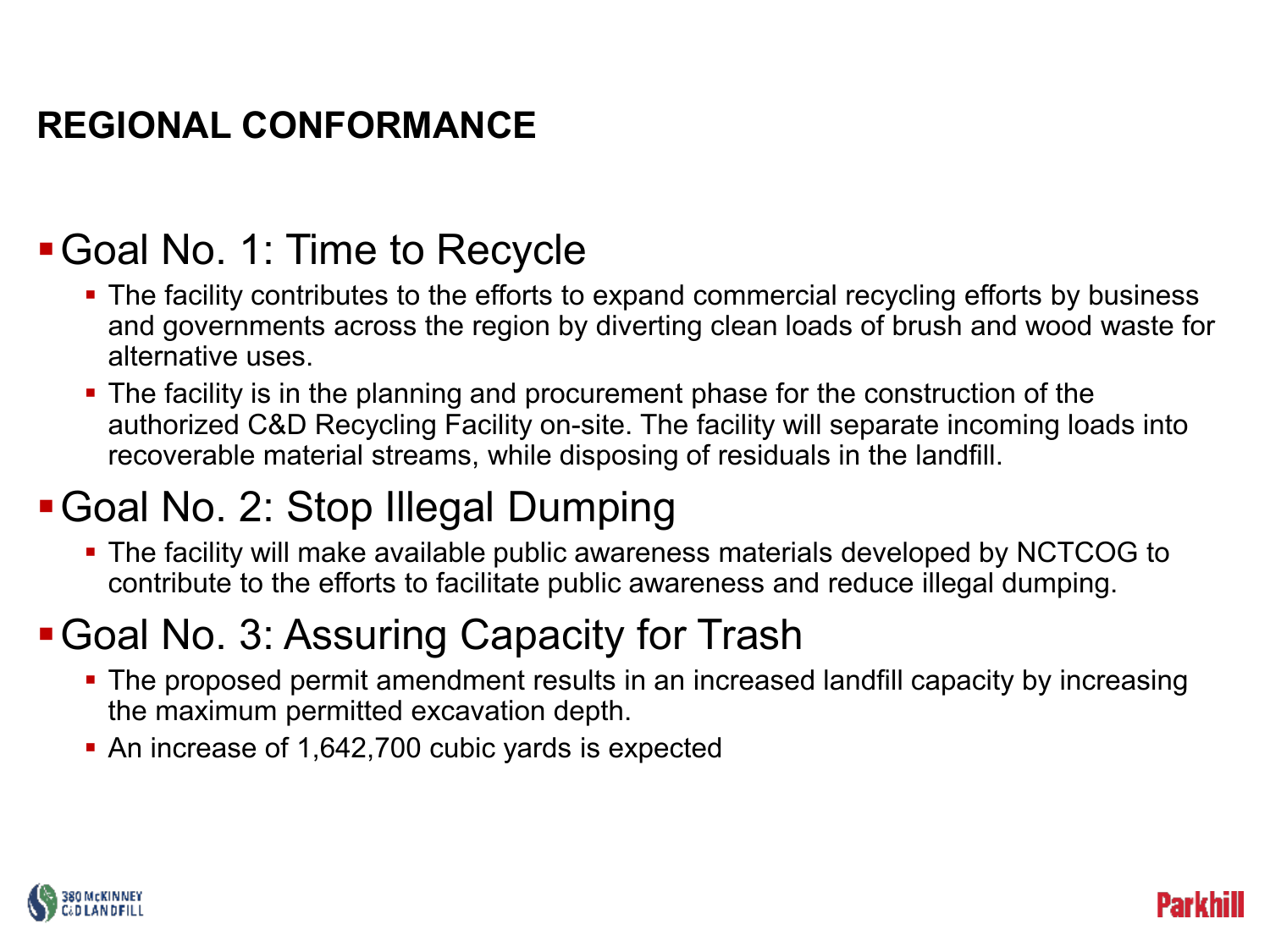## REGIONAL CONFORMANCE

- Goal No. 1: Time to Recycle
  - The facility contributes to the efforts to expand commercial recycling efforts by business and governments across the region by diverting clean loads of brush and wood waste for alternative uses.
  - The facility is in the planning and procurement phase for the construction of the authorized C&D Recycling Facility on-site. The facility will separate incoming loads into recoverable material streams, while disposing of residuals in the landfill.
- Goal No. 2: Stop Illegal Dumping
  - The facility will make available public awareness materials developed by NCTCOG to contribute to the efforts to facilitate public awareness and reduce illegal dumping.
- Goal No. 3: Assuring Capacity for Trash
  - The proposed permit amendment results in an increased landfill capacity by increasing the maximum permitted excavation depth.
  - An increase of 1,642,700 cubic yards is expected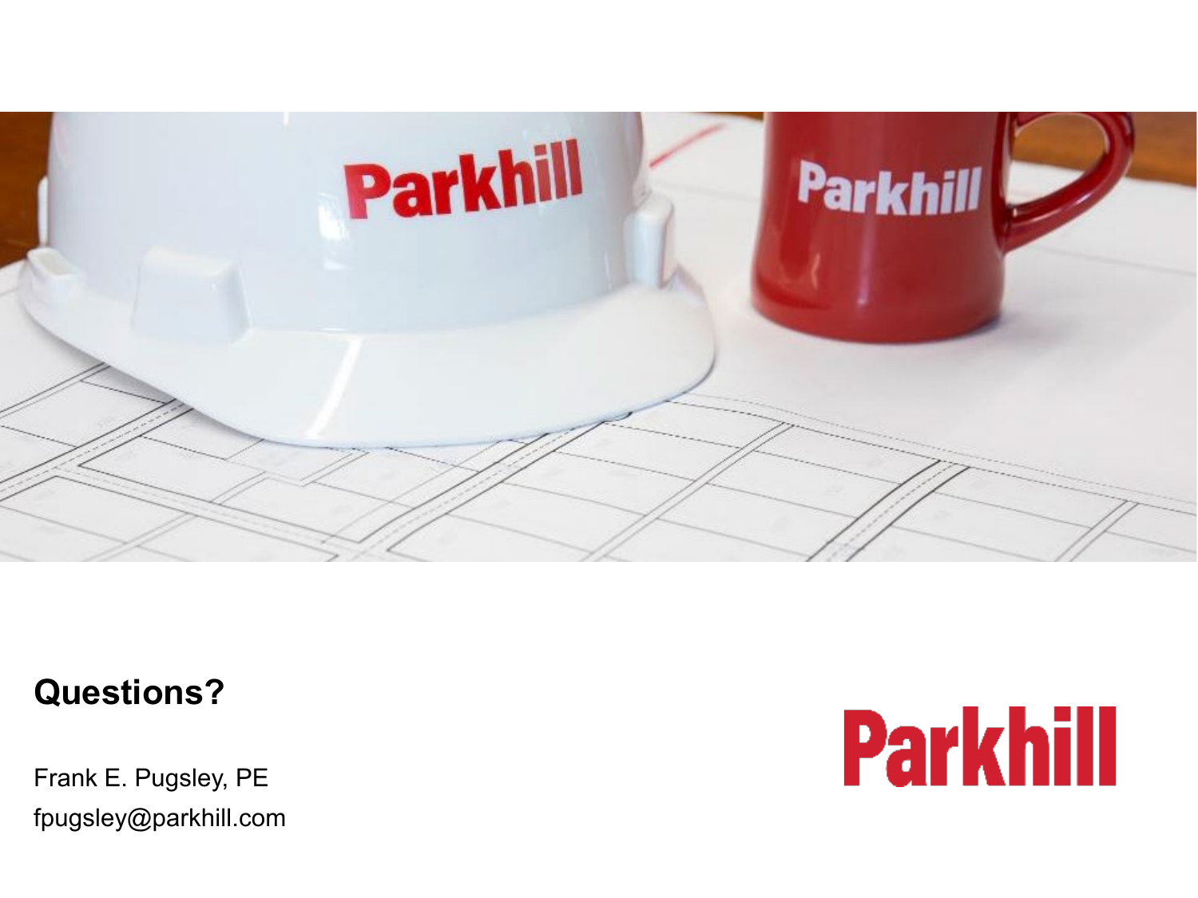## Questions?

Frank E. Pugsley, PE

fpugsley@parkhill.com

Parkhill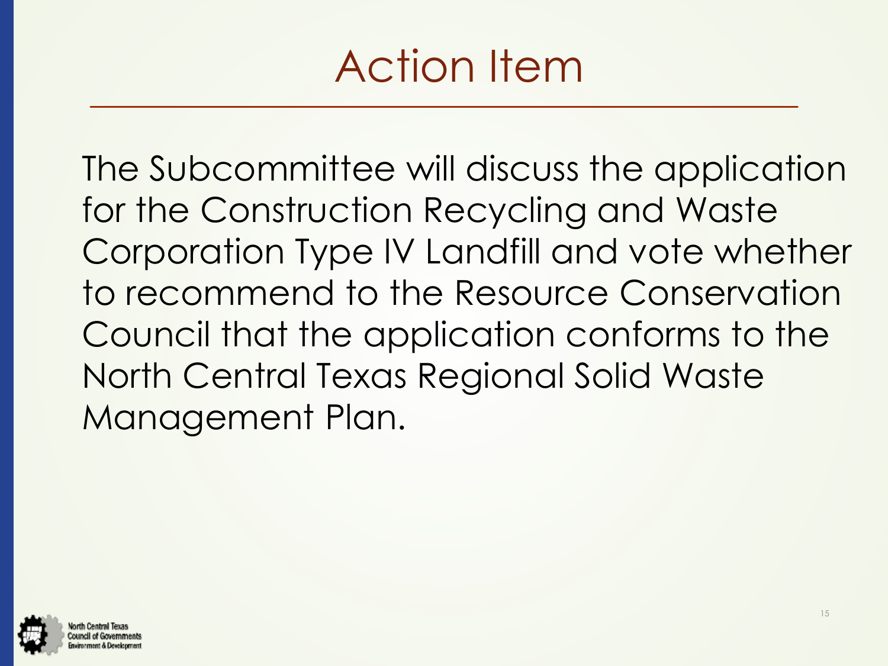# Action Item

The Subcommittee will discuss the application for the Construction Recycling and Waste Corporation Type IV Landfill and vote whether to recommend to the Resource Conservation Council that the application conforms to the North Central Texas Regional Solid Waste Management Plan.

North Central Texas Council of Governments Environment & Development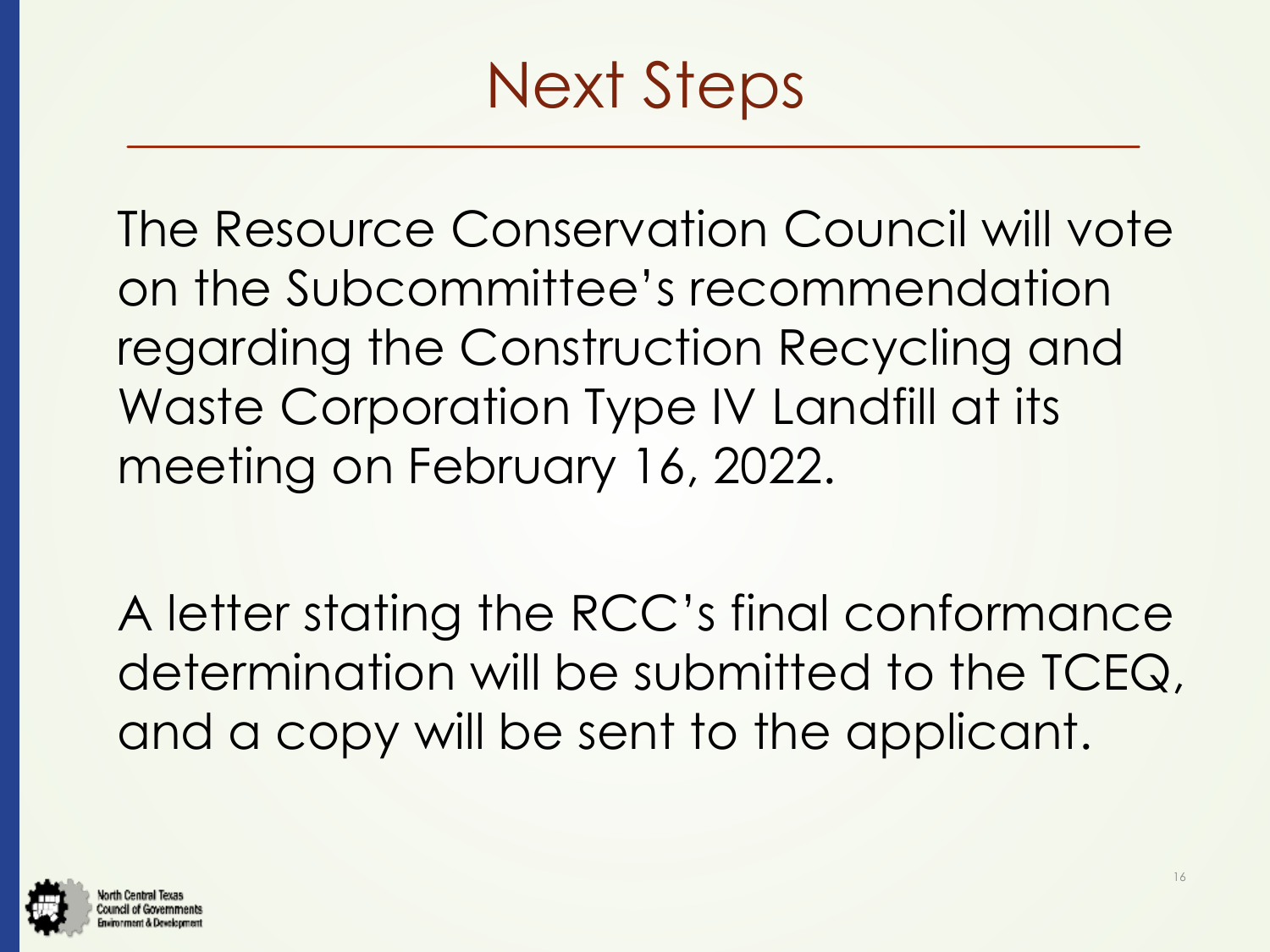# Next Steps

The Resource Conservation Council will vote on the Subcommittee's recommendation regarding the Construction Recycling and Waste Corporation Type IV Landfill at its meeting on February 16, 2022.

A letter stating the RCC's final conformance determination will be submitted to the TCEQ, and a copy will be sent to the applicant.

North Central Texas Council of Governments Environment & Development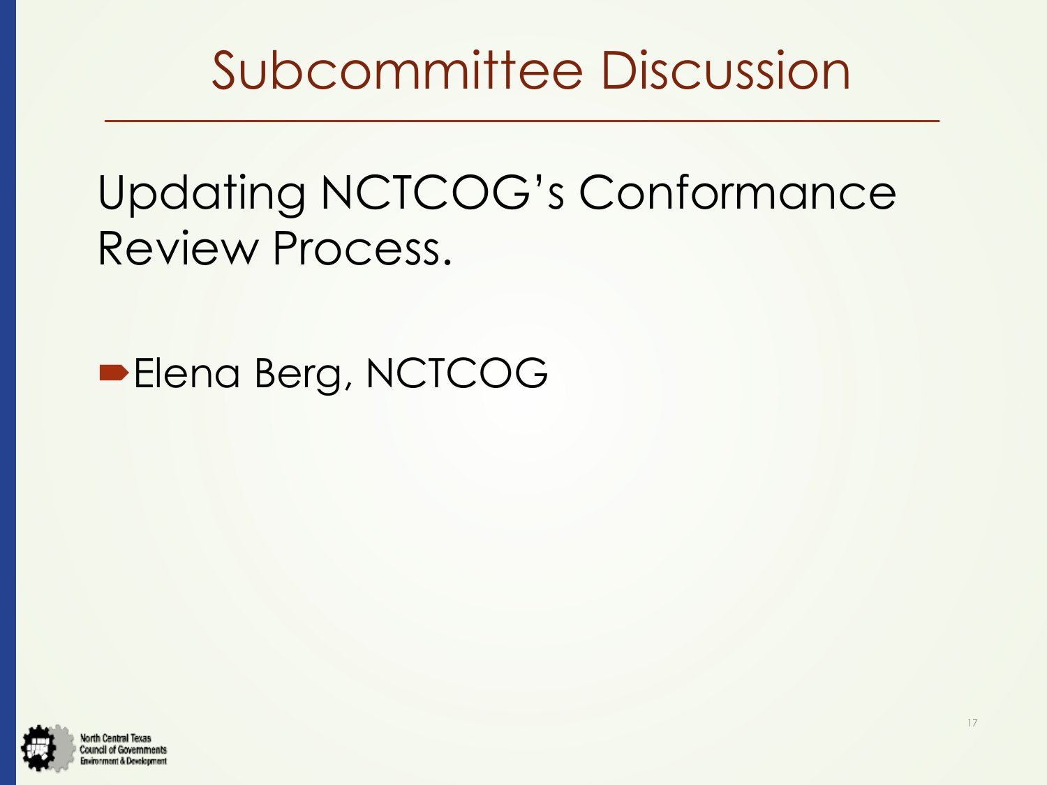# Subcommittee Discussion

Updating NCTCOG's Conformance Review Process.

- Elena Berg, NCTCOG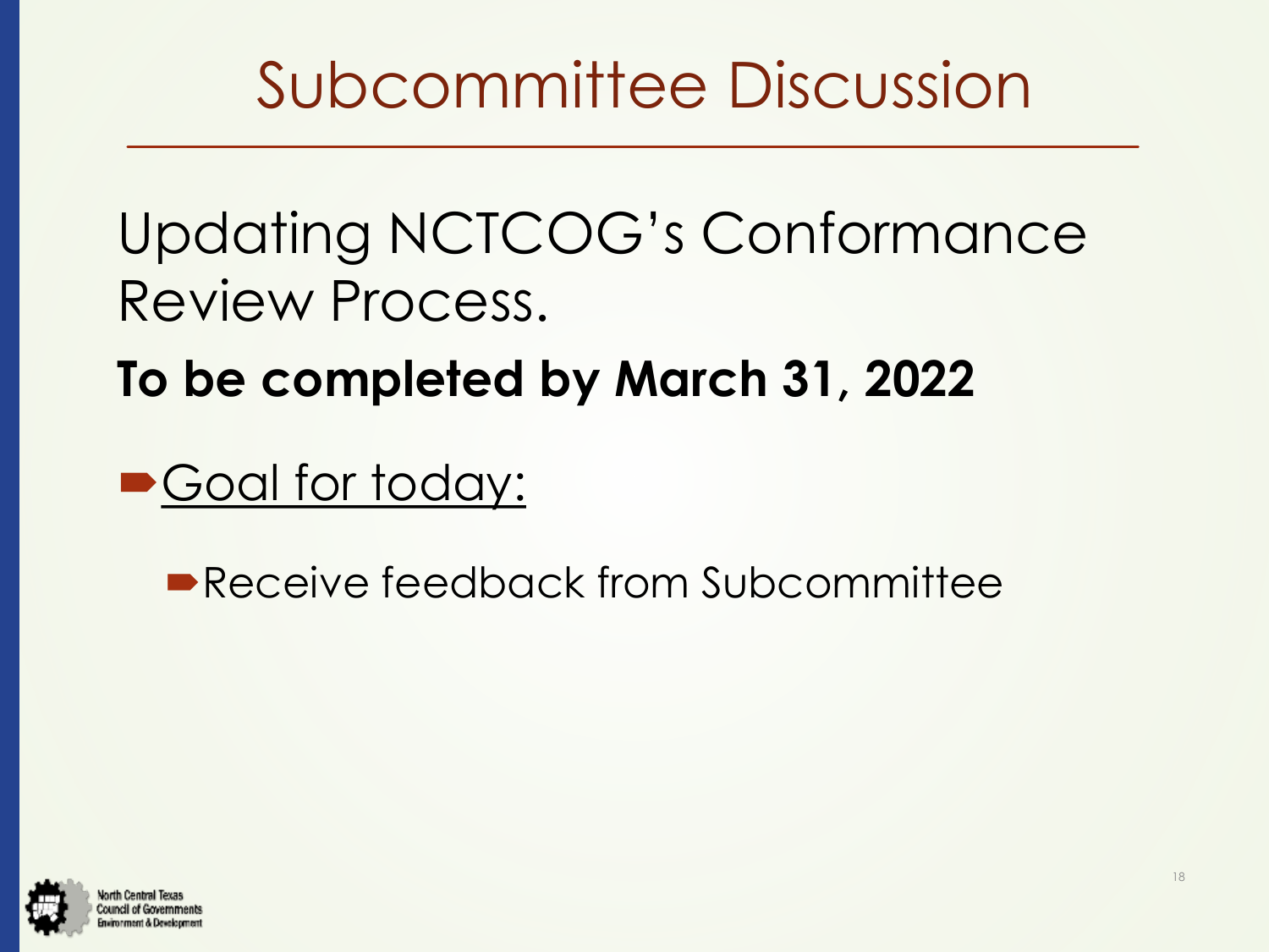# Subcommittee Discussion

Updating NCTCOG's Conformance Review Process.

**To be completed by March 31, 2022**

- Goal for today:
  - Receive feedback from Subcommittee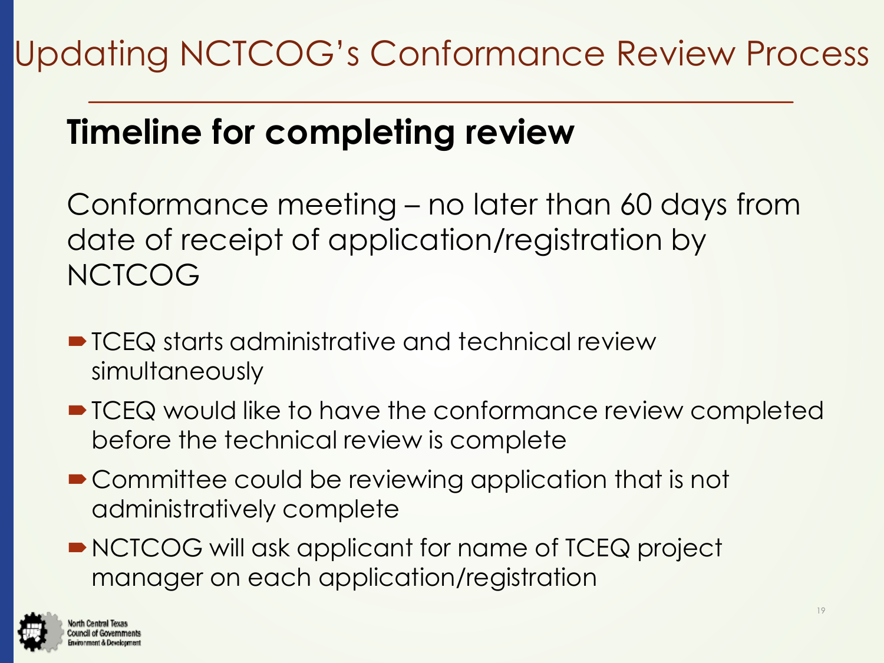# Updating NCTCOG's Conformance Review Process

## Timeline for completing review

Conformance meeting – no later than 60 days from date of receipt of application/registration by NCTCOG

- TCEQ starts administrative and technical review simultaneously
- TCEQ would like to have the conformance review completed before the technical review is complete
- Committee could be reviewing application that is not administratively complete
- NCTCOG will ask applicant for name of TCEQ project manager on each application/registration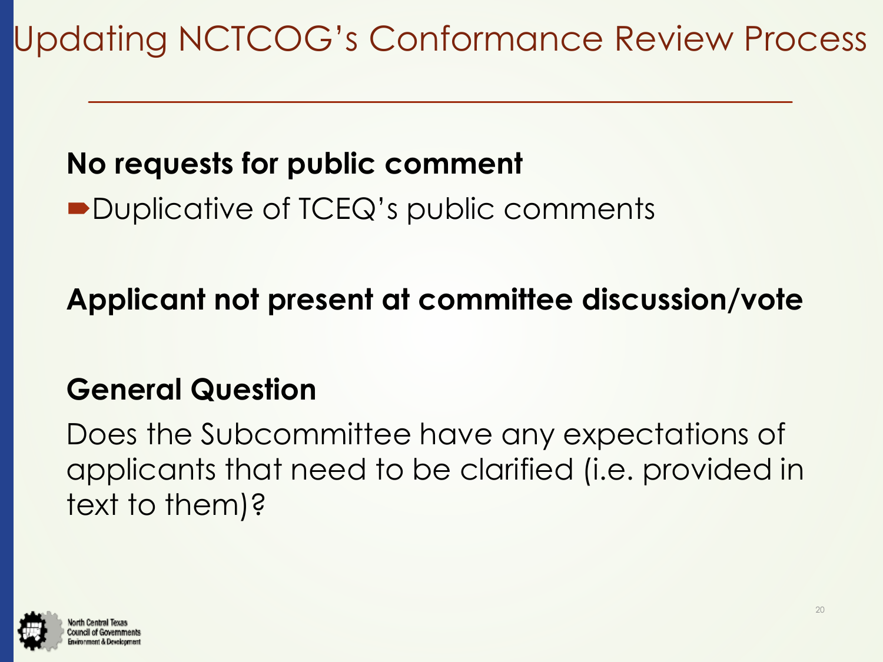# Updating NCTCOG's Conformance Review Process

**No requests for public comment**

- Duplicative of TCEQ's public comments

**Applicant not present at committee discussion/vote**

**General Question**

Does the Subcommittee have any expectations of applicants that need to be clarified (i.e. provided in text to them)?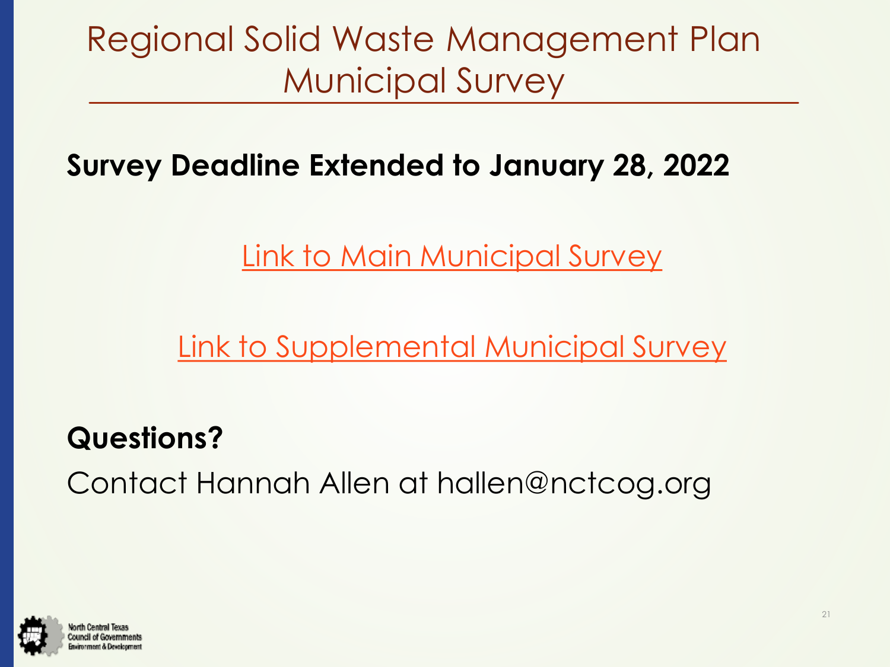# Regional Solid Waste Management Plan Municipal Survey

**Survey Deadline Extended to January 28, 2022**

Link to Main Municipal Survey

Link to Supplemental Municipal Survey

**Questions?**

Contact Hannah Allen at hallen@nctcog.org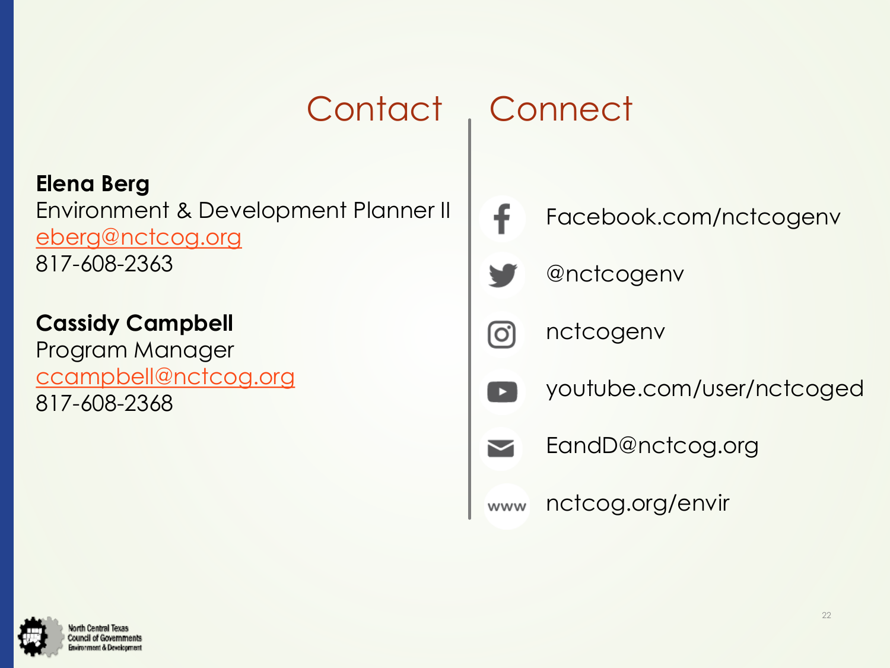## Contact

**Elena Berg**
Environment & Development Planner II
eberg@nctcog.org
817-608-2363

**Cassidy Campbell**
Program Manager
ccampbell@nctcog.org
817-608-2368

## Connect

Facebook.com/nctcogenv

@nctcogenv

nctcogenv

youtube.com/user/nctcoged

EandD@nctcog.org

www nctcog.org/envir

North Central Texas Council of Governments Environment & Development